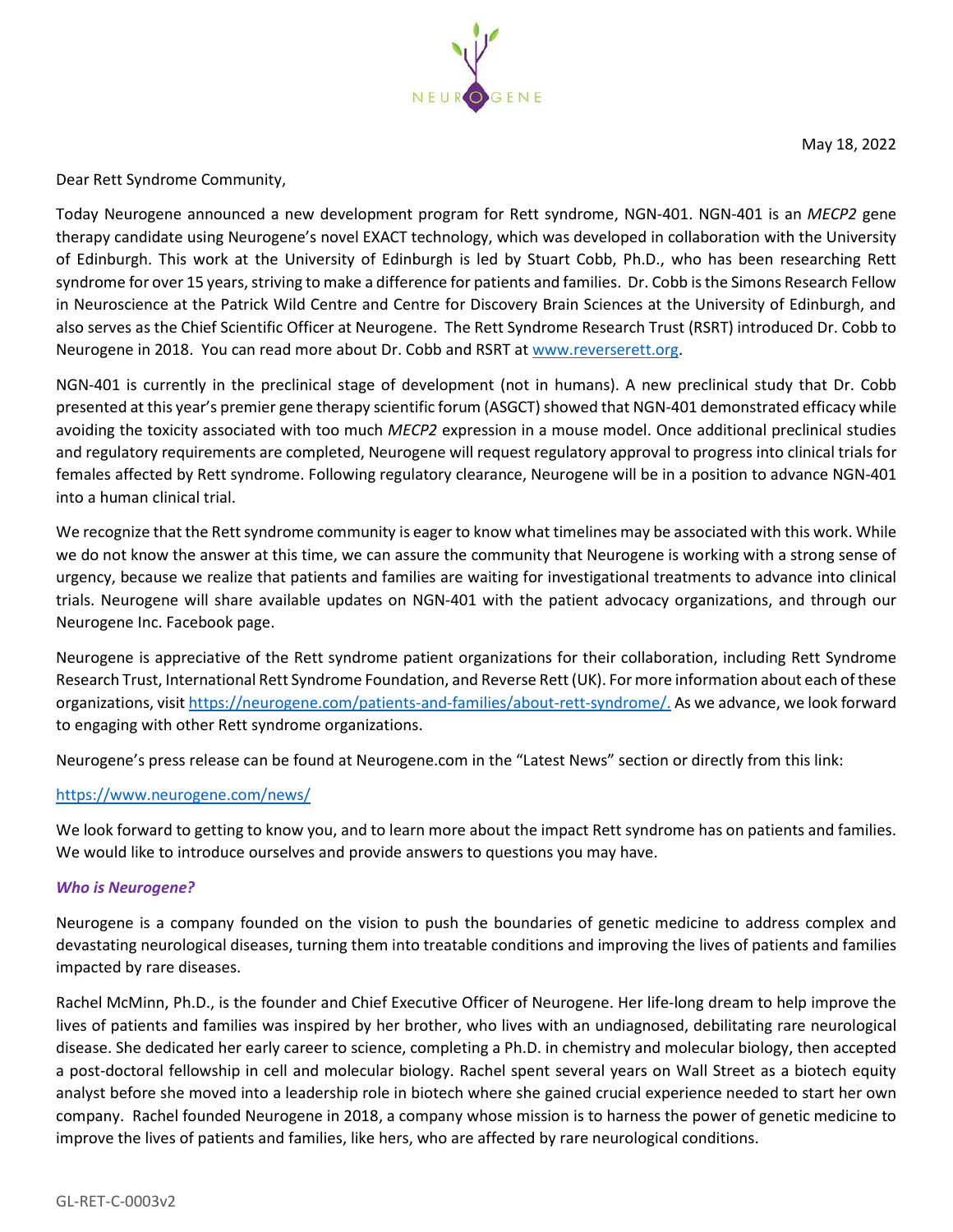NEUROGENE

May 18, 2022

Dear Rett Syndrome Community,

Today Neurogene announced a new development program for Rett syndrome, NGN-401. NGN-401 is an *MECP2* gene therapy candidate using Neurogene's novel EXACT technology, which was developed in collaboration with the University of Edinburgh. This work at the University of Edinburgh is led by Stuart Cobb, Ph.D., who has been researching Rett syndrome for over 15 years, striving to make a difference for patients and families. Dr. Cobb is the Simons Research Fellow in Neuroscience at the Patrick Wild Centre and Centre for Discovery Brain Sciences at the University of Edinburgh, and also serves as the Chief Scientific Officer at Neurogene. The Rett Syndrome Research Trust (RSRT) introduced Dr. Cobb to Neurogene in 2018. You can read more about Dr. Cobb and RSRT at [www.reverserett.org](www.reverserett.org).

NGN-401 is currently in the preclinical stage of development (not in humans). A new preclinical study that Dr. Cobb presented at this year's premier gene therapy scientific forum (ASGCT) showed that NGN-401 demonstrated efficacy while avoiding the toxicity associated with too much *MECP2* expression in a mouse model. Once additional preclinical studies and regulatory requirements are completed, Neurogene will request regulatory approval to progress into clinical trials for females affected by Rett syndrome. Following regulatory clearance, Neurogene will be in a position to advance NGN-401 into a human clinical trial.

We recognize that the Rett syndrome community is eager to know what timelines may be associated with this work. While we do not know the answer at this time, we can assure the community that Neurogene is working with a strong sense of urgency, because we realize that patients and families are waiting for investigational treatments to advance into clinical trials. Neurogene will share available updates on NGN-401 with the patient advocacy organizations, and through our Neurogene Inc. Facebook page.

Neurogene is appreciative of the Rett syndrome patient organizations for their collaboration, including Rett Syndrome Research Trust, International Rett Syndrome Foundation, and Reverse Rett (UK). For more information about each of these organizations, visit [https://neurogene.com/patients-and-families/about-rett-syndrome/.](https://neurogene.com/patients-and-families/about-rett-syndrome/) As we advance, we look forward to engaging with other Rett syndrome organizations.

Neurogene's press release can be found at Neurogene.com in the "Latest News" section or directly from this link:

[https://www.neurogene.com/news/](https://www.neurogene.com/news/)

We look forward to getting to know you, and to learn more about the impact Rett syndrome has on patients and families. We would like to introduce ourselves and provide answers to questions you may have.

### *Who is Neurogene?*

Neurogene is a company founded on the vision to push the boundaries of genetic medicine to address complex and devastating neurological diseases, turning them into treatable conditions and improving the lives of patients and families impacted by rare diseases.

Rachel McMinn, Ph.D., is the founder and Chief Executive Officer of Neurogene. Her life-long dream to help improve the lives of patients and families was inspired by her brother, who lives with an undiagnosed, debilitating rare neurological disease. She dedicated her early career to science, completing a Ph.D. in chemistry and molecular biology, then accepted a post-doctoral fellowship in cell and molecular biology. Rachel spent several years on Wall Street as a biotech equity analyst before she moved into a leadership role in biotech where she gained crucial experience needed to start her own company. Rachel founded Neurogene in 2018, a company whose mission is to harness the power of genetic medicine to improve the lives of patients and families, like hers, who are affected by rare neurological conditions.

GL-RET-C-0003v2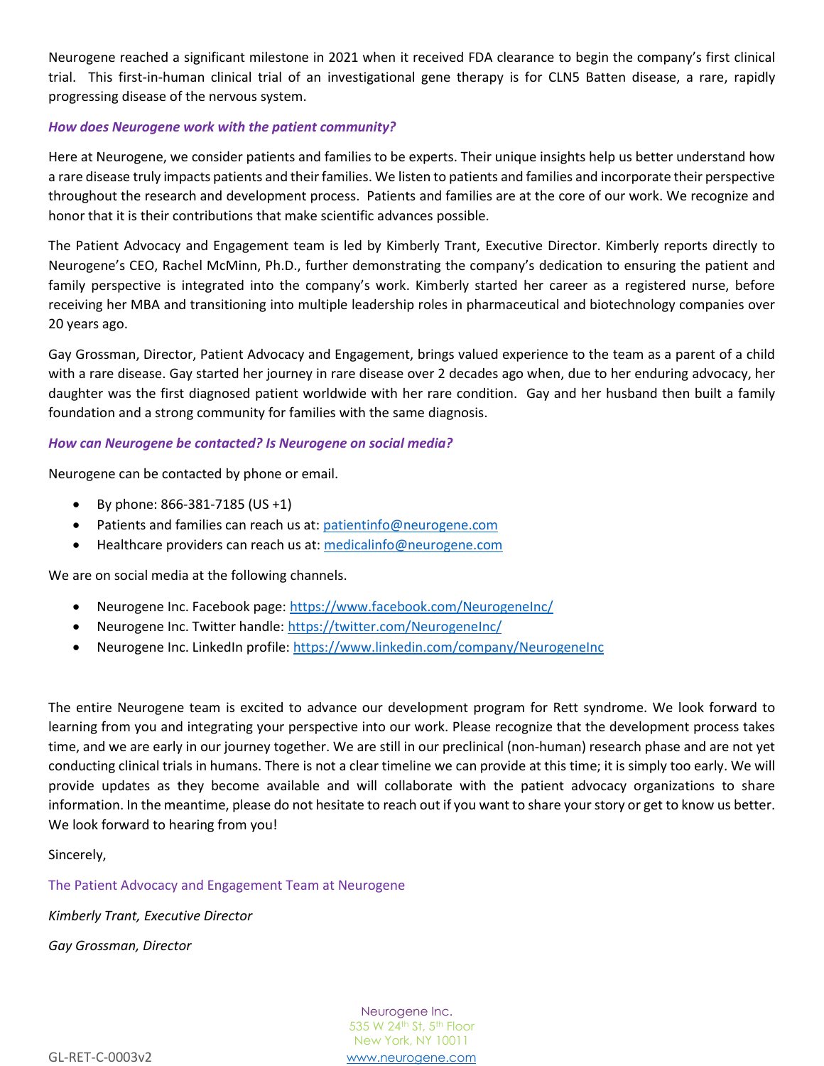Neurogene reached a significant milestone in 2021 when it received FDA clearance to begin the company's first clinical trial. This first-in-human clinical trial of an investigational gene therapy is for CLN5 Batten disease, a rare, rapidly progressing disease of the nervous system.

***How does Neurogene work with the patient community?***

Here at Neurogene, we consider patients and families to be experts. Their unique insights help us better understand how a rare disease truly impacts patients and their families. We listen to patients and families and incorporate their perspective throughout the research and development process. Patients and families are at the core of our work. We recognize and honor that it is their contributions that make scientific advances possible.

The Patient Advocacy and Engagement team is led by Kimberly Trant, Executive Director. Kimberly reports directly to Neurogene's CEO, Rachel McMinn, Ph.D., further demonstrating the company's dedication to ensuring the patient and family perspective is integrated into the company's work. Kimberly started her career as a registered nurse, before receiving her MBA and transitioning into multiple leadership roles in pharmaceutical and biotechnology companies over 20 years ago.

Gay Grossman, Director, Patient Advocacy and Engagement, brings valued experience to the team as a parent of a child with a rare disease. Gay started her journey in rare disease over 2 decades ago when, due to her enduring advocacy, her daughter was the first diagnosed patient worldwide with her rare condition. Gay and her husband then built a family foundation and a strong community for families with the same diagnosis.

***How can Neurogene be contacted? Is Neurogene on social media?***

Neurogene can be contacted by phone or email.

- By phone: 866-381-7185 (US +1)
- Patients and families can reach us at: patientinfo@neurogene.com
- Healthcare providers can reach us at: medicalinfo@neurogene.com

We are on social media at the following channels.

- Neurogene Inc. Facebook page: https://www.facebook.com/NeurogeneInc/
- Neurogene Inc. Twitter handle: https://twitter.com/NeurogeneInc/
- Neurogene Inc. LinkedIn profile: https://www.linkedin.com/company/NeurogeneInc

The entire Neurogene team is excited to advance our development program for Rett syndrome. We look forward to learning from you and integrating your perspective into our work. Please recognize that the development process takes time, and we are early in our journey together. We are still in our preclinical (non-human) research phase and are not yet conducting clinical trials in humans. There is not a clear timeline we can provide at this time; it is simply too early. We will provide updates as they become available and will collaborate with the patient advocacy organizations to share information. In the meantime, please do not hesitate to reach out if you want to share your story or get to know us better. We look forward to hearing from you!

Sincerely,

The Patient Advocacy and Engagement Team at Neurogene

*Kimberly Trant, Executive Director*

*Gay Grossman, Director*

Neurogene Inc.
535 W 24th St, 5th Floor
New York, NY 10011
www.neurogene.com

GL-RET-C-0003v2